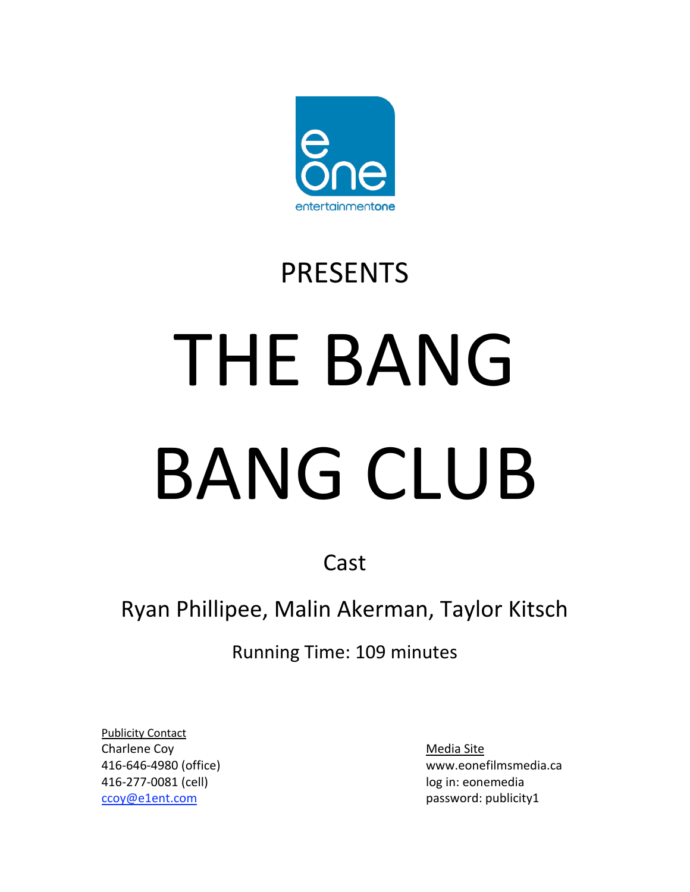entertainmentone

PRESENTS

# THE BANG BANG CLUB

Cast

Ryan Phillipee, Malin Akerman, Taylor Kitsch

Running Time: 109 minutes

Publicity Contact
Charlene Coy
416-646-4980 (office)
416-277-0081 (cell)
ccoy@e1ent.com

Media Site
www.eonefilmsmedia.ca
log in: eonemedia
password: publicity1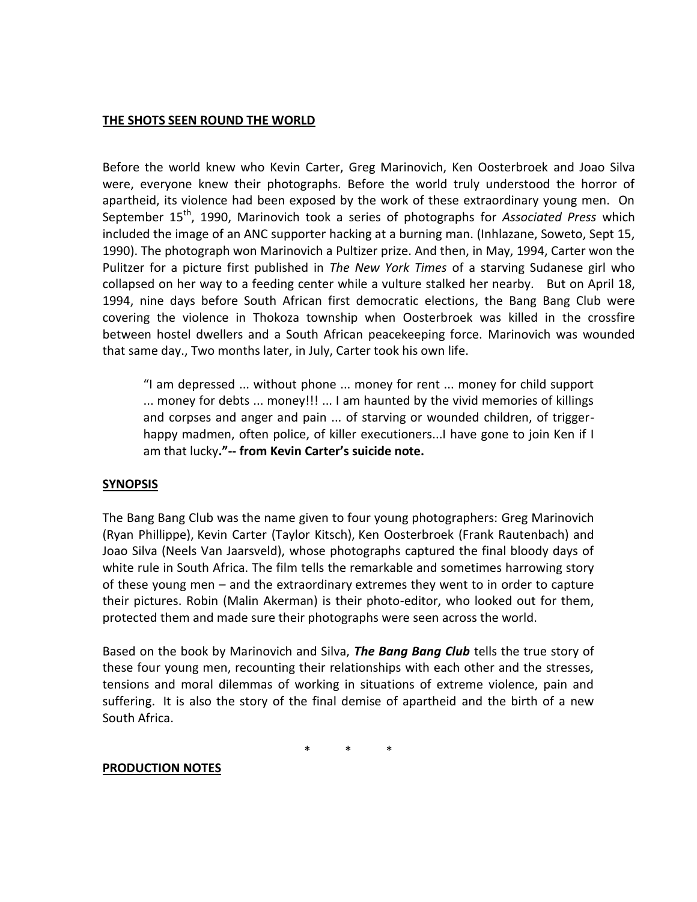**THE SHOTS SEEN ROUND THE WORLD**

Before the world knew who Kevin Carter, Greg Marinovich, Ken Oosterbroek and Joao Silva were, everyone knew their photographs. Before the world truly understood the horror of apartheid, its violence had been exposed by the work of these extraordinary young men. On September 15th, 1990, Marinovich took a series of photographs for *Associated Press* which included the image of an ANC supporter hacking at a burning man. (Inhlazane, Soweto, Sept 15, 1990). The photograph won Marinovich a Pultizer prize. And then, in May, 1994, Carter won the Pulitzer for a picture first published in *The New York Times* of a starving Sudanese girl who collapsed on her way to a feeding center while a vulture stalked her nearby. But on April 18, 1994, nine days before South African first democratic elections, the Bang Bang Club were covering the violence in Thokoza township when Oosterbroek was killed in the crossfire between hostel dwellers and a South African peacekeeping force. Marinovich was wounded that same day., Two months later, in July, Carter took his own life.

> "I am depressed ... without phone ... money for rent ... money for child support ... money for debts ... money!!! ... I am haunted by the vivid memories of killings and corpses and anger and pain ... of starving or wounded children, of trigger-happy madmen, often police, of killer executioners...I have gone to join Ken if I am that lucky**."-- from Kevin Carter's suicide note.**

**SYNOPSIS**

The Bang Bang Club was the name given to four young photographers: Greg Marinovich (Ryan Phillippe), Kevin Carter (Taylor Kitsch), Ken Oosterbroek (Frank Rautenbach) and Joao Silva (Neels Van Jaarsveld), whose photographs captured the final bloody days of white rule in South Africa. The film tells the remarkable and sometimes harrowing story of these young men – and the extraordinary extremes they went to in order to capture their pictures. Robin (Malin Akerman) is their photo-editor, who looked out for them, protected them and made sure their photographs were seen across the world.

Based on the book by Marinovich and Silva, ***The Bang Bang Club*** tells the true story of these four young men, recounting their relationships with each other and the stresses, tensions and moral dilemmas of working in situations of extreme violence, pain and suffering. It is also the story of the final demise of apartheid and the birth of a new South Africa.

\* \* \*

**PRODUCTION NOTES**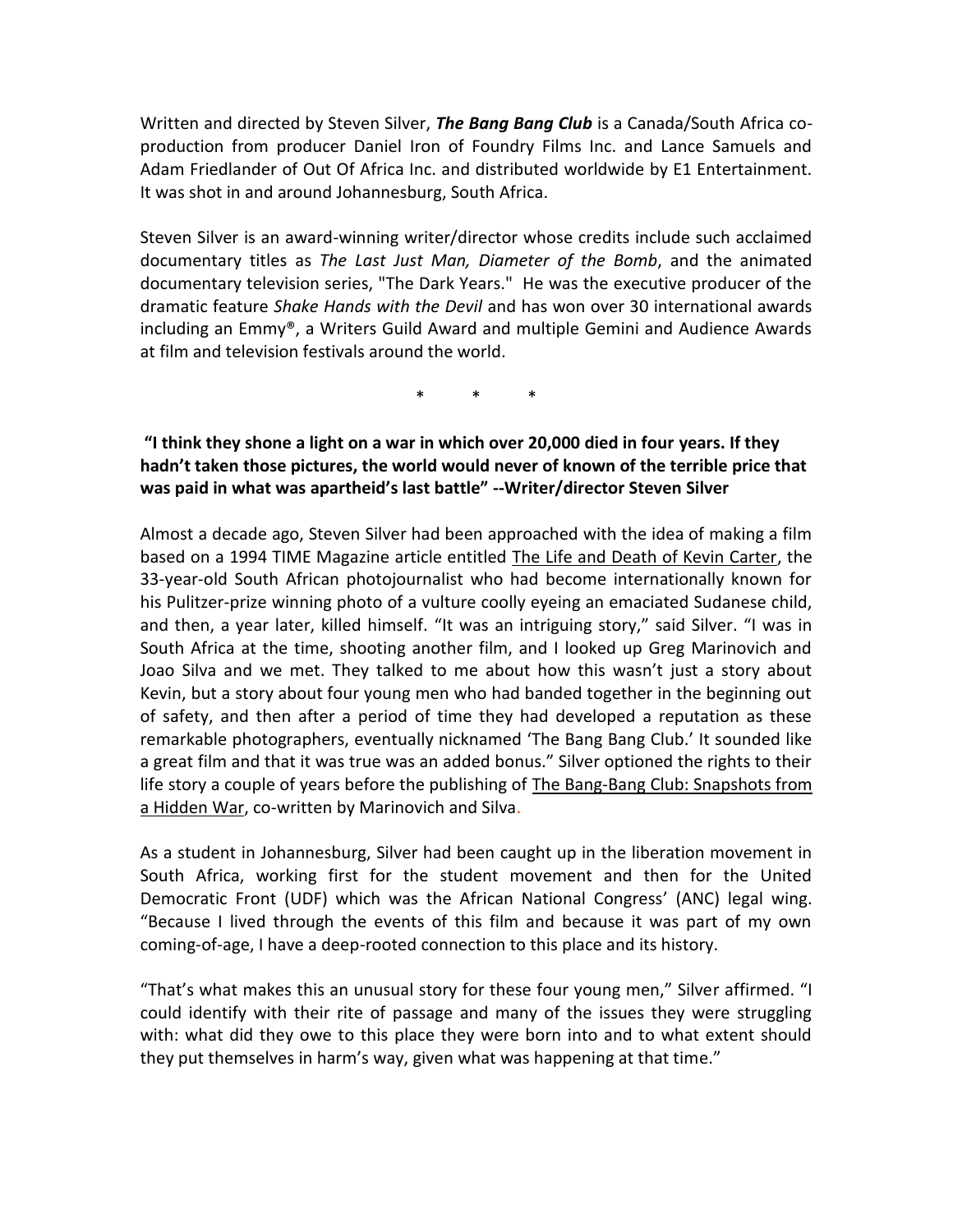Written and directed by Steven Silver, ***The Bang Bang Club*** is a Canada/South Africa co-production from producer Daniel Iron of Foundry Films Inc. and Lance Samuels and Adam Friedlander of Out Of Africa Inc. and distributed worldwide by E1 Entertainment. It was shot in and around Johannesburg, South Africa.

Steven Silver is an award-winning writer/director whose credits include such acclaimed documentary titles as *The Last Just Man, Diameter of the Bomb*, and the animated documentary television series, "The Dark Years." He was the executive producer of the dramatic feature *Shake Hands with the Devil* and has won over 30 international awards including an Emmy®, a Writers Guild Award and multiple Gemini and Audience Awards at film and television festivals around the world.

\* \* \*

**"I think they shone a light on a war in which over 20,000 died in four years. If they hadn't taken those pictures, the world would never of known of the terrible price that was paid in what was apartheid's last battle" --Writer/director Steven Silver**

Almost a decade ago, Steven Silver had been approached with the idea of making a film based on a 1994 TIME Magazine article entitled The Life and Death of Kevin Carter, the 33-year-old South African photojournalist who had become internationally known for his Pulitzer-prize winning photo of a vulture coolly eyeing an emaciated Sudanese child, and then, a year later, killed himself. "It was an intriguing story," said Silver. "I was in South Africa at the time, shooting another film, and I looked up Greg Marinovich and Joao Silva and we met. They talked to me about how this wasn't just a story about Kevin, but a story about four young men who had banded together in the beginning out of safety, and then after a period of time they had developed a reputation as these remarkable photographers, eventually nicknamed 'The Bang Bang Club.' It sounded like a great film and that it was true was an added bonus." Silver optioned the rights to their life story a couple of years before the publishing of The Bang-Bang Club: Snapshots from a Hidden War, co-written by Marinovich and Silva.

As a student in Johannesburg, Silver had been caught up in the liberation movement in South Africa, working first for the student movement and then for the United Democratic Front (UDF) which was the African National Congress' (ANC) legal wing. "Because I lived through the events of this film and because it was part of my own coming-of-age, I have a deep-rooted connection to this place and its history.

"That's what makes this an unusual story for these four young men," Silver affirmed. "I could identify with their rite of passage and many of the issues they were struggling with: what did they owe to this place they were born into and to what extent should they put themselves in harm's way, given what was happening at that time."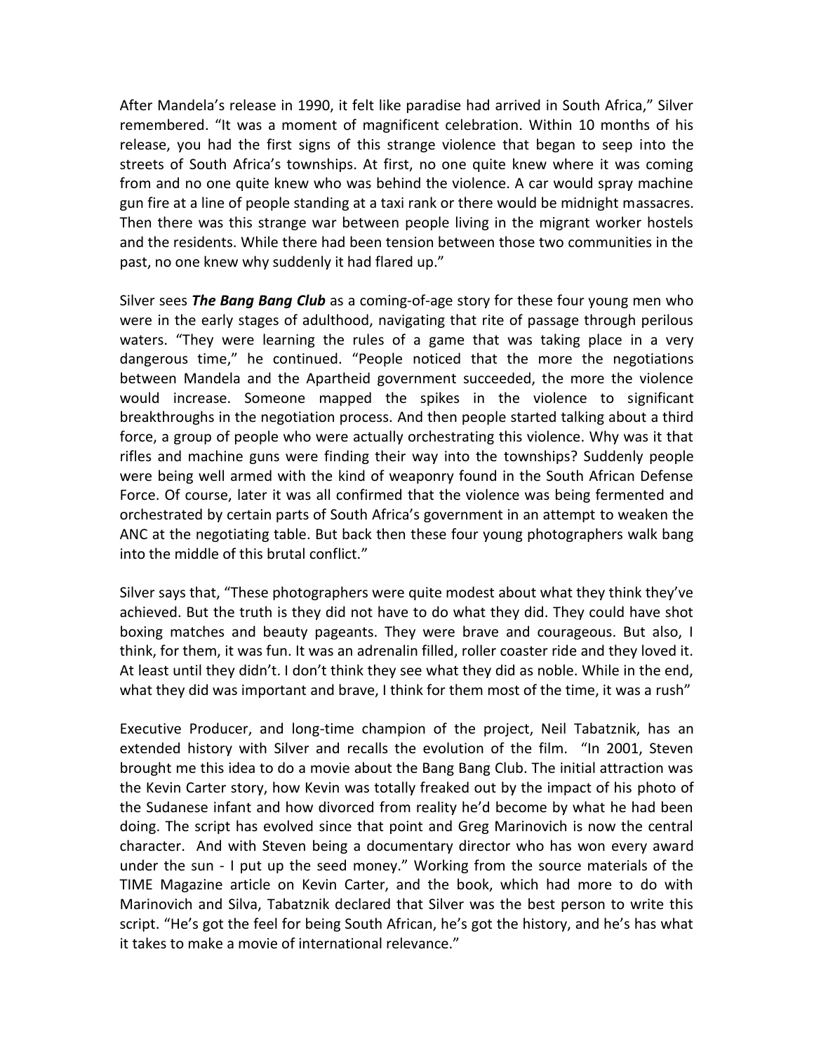After Mandela's release in 1990, it felt like paradise had arrived in South Africa," Silver remembered. "It was a moment of magnificent celebration. Within 10 months of his release, you had the first signs of this strange violence that began to seep into the streets of South Africa's townships. At first, no one quite knew where it was coming from and no one quite knew who was behind the violence. A car would spray machine gun fire at a line of people standing at a taxi rank or there would be midnight massacres. Then there was this strange war between people living in the migrant worker hostels and the residents. While there had been tension between those two communities in the past, no one knew why suddenly it had flared up."

Silver sees ***The Bang Bang Club*** as a coming-of-age story for these four young men who were in the early stages of adulthood, navigating that rite of passage through perilous waters. "They were learning the rules of a game that was taking place in a very dangerous time," he continued. "People noticed that the more the negotiations between Mandela and the Apartheid government succeeded, the more the violence would increase. Someone mapped the spikes in the violence to significant breakthroughs in the negotiation process. And then people started talking about a third force, a group of people who were actually orchestrating this violence. Why was it that rifles and machine guns were finding their way into the townships? Suddenly people were being well armed with the kind of weaponry found in the South African Defense Force. Of course, later it was all confirmed that the violence was being fermented and orchestrated by certain parts of South Africa's government in an attempt to weaken the ANC at the negotiating table. But back then these four young photographers walk bang into the middle of this brutal conflict."

Silver says that, "These photographers were quite modest about what they think they've achieved. But the truth is they did not have to do what they did. They could have shot boxing matches and beauty pageants. They were brave and courageous. But also, I think, for them, it was fun. It was an adrenalin filled, roller coaster ride and they loved it. At least until they didn't. I don't think they see what they did as noble. While in the end, what they did was important and brave, I think for them most of the time, it was a rush"

Executive Producer, and long-time champion of the project, Neil Tabatznik, has an extended history with Silver and recalls the evolution of the film. "In 2001, Steven brought me this idea to do a movie about the Bang Bang Club. The initial attraction was the Kevin Carter story, how Kevin was totally freaked out by the impact of his photo of the Sudanese infant and how divorced from reality he'd become by what he had been doing. The script has evolved since that point and Greg Marinovich is now the central character. And with Steven being a documentary director who has won every award under the sun - I put up the seed money." Working from the source materials of the TIME Magazine article on Kevin Carter, and the book, which had more to do with Marinovich and Silva, Tabatznik declared that Silver was the best person to write this script. "He's got the feel for being South African, he's got the history, and he's has what it takes to make a movie of international relevance."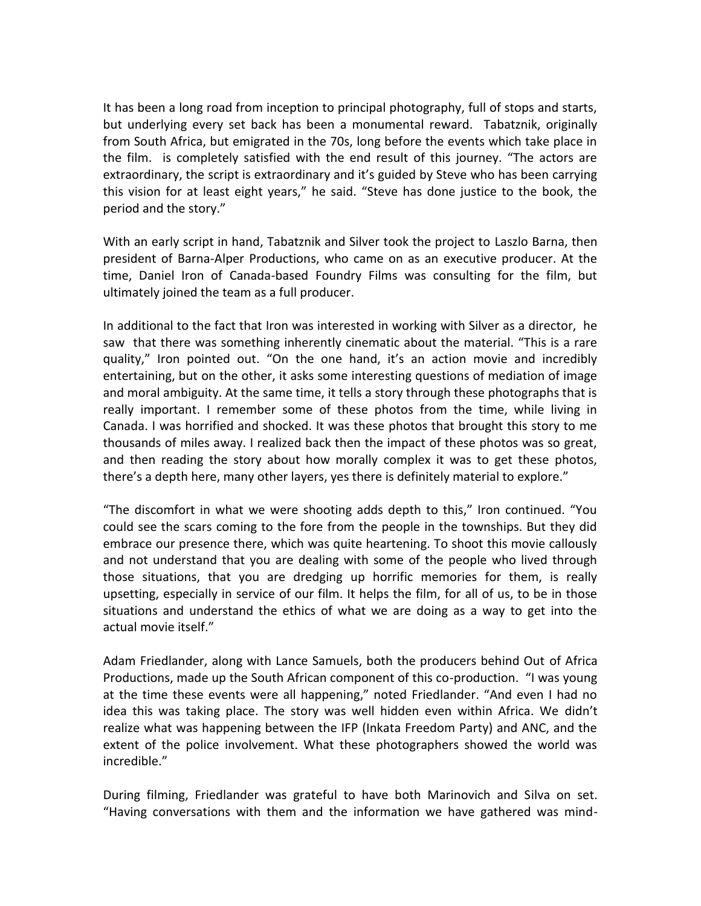It has been a long road from inception to principal photography, full of stops and starts, but underlying every set back has been a monumental reward. Tabatznik, originally from South Africa, but emigrated in the 70s, long before the events which take place in the film. is completely satisfied with the end result of this journey. "The actors are extraordinary, the script is extraordinary and it's guided by Steve who has been carrying this vision for at least eight years," he said. "Steve has done justice to the book, the period and the story."

With an early script in hand, Tabatznik and Silver took the project to Laszlo Barna, then president of Barna-Alper Productions, who came on as an executive producer. At the time, Daniel Iron of Canada-based Foundry Films was consulting for the film, but ultimately joined the team as a full producer.

In additional to the fact that Iron was interested in working with Silver as a director, he saw that there was something inherently cinematic about the material. "This is a rare quality," Iron pointed out. "On the one hand, it's an action movie and incredibly entertaining, but on the other, it asks some interesting questions of mediation of image and moral ambiguity. At the same time, it tells a story through these photographs that is really important. I remember some of these photos from the time, while living in Canada. I was horrified and shocked. It was these photos that brought this story to me thousands of miles away. I realized back then the impact of these photos was so great, and then reading the story about how morally complex it was to get these photos, there's a depth here, many other layers, yes there is definitely material to explore."

"The discomfort in what we were shooting adds depth to this," Iron continued. "You could see the scars coming to the fore from the people in the townships. But they did embrace our presence there, which was quite heartening. To shoot this movie callously and not understand that you are dealing with some of the people who lived through those situations, that you are dredging up horrific memories for them, is really upsetting, especially in service of our film. It helps the film, for all of us, to be in those situations and understand the ethics of what we are doing as a way to get into the actual movie itself."

Adam Friedlander, along with Lance Samuels, both the producers behind Out of Africa Productions, made up the South African component of this co-production. "I was young at the time these events were all happening," noted Friedlander. "And even I had no idea this was taking place. The story was well hidden even within Africa. We didn't realize what was happening between the IFP (Inkata Freedom Party) and ANC, and the extent of the police involvement. What these photographers showed the world was incredible."

During filming, Friedlander was grateful to have both Marinovich and Silva on set. "Having conversations with them and the information we have gathered was mind-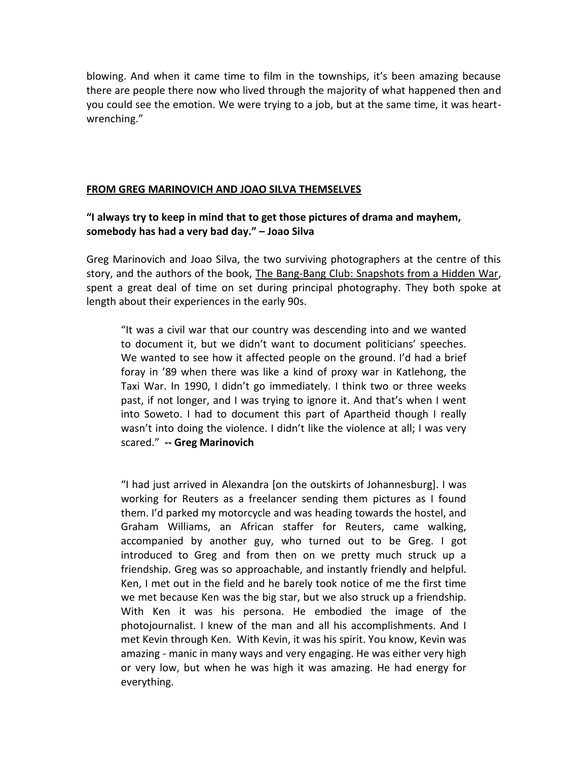blowing. And when it came time to film in the townships, it's been amazing because there are people there now who lived through the majority of what happened then and you could see the emotion. We were trying to a job, but at the same time, it was heart-wrenching."

## FROM GREG MARINOVICH AND JOAO SILVA THEMSELVES

**"I always try to keep in mind that to get those pictures of drama and mayhem, somebody has had a very bad day." – Joao Silva**

Greg Marinovich and Joao Silva, the two surviving photographers at the centre of this story, and the authors of the book, The Bang-Bang Club: Snapshots from a Hidden War, spent a great deal of time on set during principal photography. They both spoke at length about their experiences in the early 90s.

> "It was a civil war that our country was descending into and we wanted to document it, but we didn't want to document politicians' speeches. We wanted to see how it affected people on the ground. I'd had a brief foray in '89 when there was like a kind of proxy war in Katlehong, the Taxi War. In 1990, I didn't go immediately. I think two or three weeks past, if not longer, and I was trying to ignore it. And that's when I went into Soweto. I had to document this part of Apartheid though I really wasn't into doing the violence. I didn't like the violence at all; I was very scared." **-- Greg Marinovich**

> "I had just arrived in Alexandra [on the outskirts of Johannesburg]. I was working for Reuters as a freelancer sending them pictures as I found them. I'd parked my motorcycle and was heading towards the hostel, and Graham Williams, an African staffer for Reuters, came walking, accompanied by another guy, who turned out to be Greg. I got introduced to Greg and from then on we pretty much struck up a friendship. Greg was so approachable, and instantly friendly and helpful. Ken, I met out in the field and he barely took notice of me the first time we met because Ken was the big star, but we also struck up a friendship. With Ken it was his persona. He embodied the image of the photojournalist. I knew of the man and all his accomplishments. And I met Kevin through Ken. With Kevin, it was his spirit. You know, Kevin was amazing - manic in many ways and very engaging. He was either very high or very low, but when he was high it was amazing. He had energy for everything.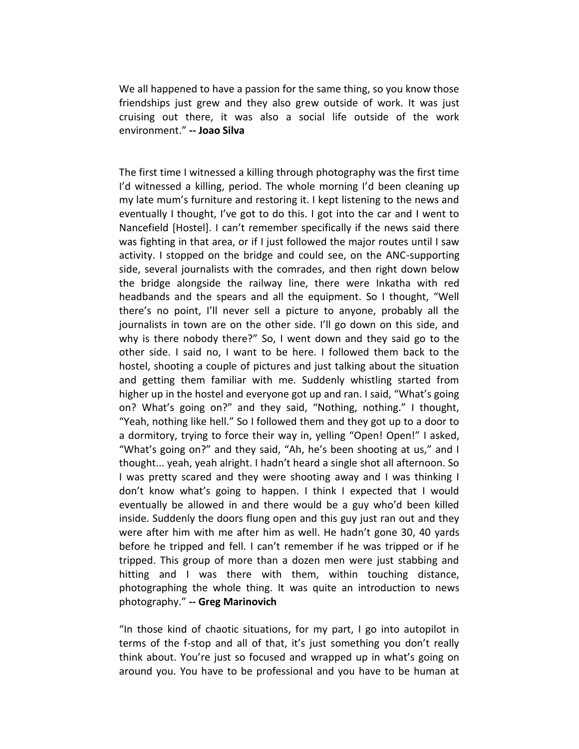We all happened to have a passion for the same thing, so you know those friendships just grew and they also grew outside of work. It was just cruising out there, it was also a social life outside of the work environment." **-- Joao Silva**

The first time I witnessed a killing through photography was the first time I'd witnessed a killing, period. The whole morning I'd been cleaning up my late mum's furniture and restoring it. I kept listening to the news and eventually I thought, I've got to do this. I got into the car and I went to Nancefield [Hostel]. I can't remember specifically if the news said there was fighting in that area, or if I just followed the major routes until I saw activity. I stopped on the bridge and could see, on the ANC-supporting side, several journalists with the comrades, and then right down below the bridge alongside the railway line, there were Inkatha with red headbands and the spears and all the equipment. So I thought, "Well there's no point, I'll never sell a picture to anyone, probably all the journalists in town are on the other side. I'll go down on this side, and why is there nobody there?" So, I went down and they said go to the other side. I said no, I want to be here. I followed them back to the hostel, shooting a couple of pictures and just talking about the situation and getting them familiar with me. Suddenly whistling started from higher up in the hostel and everyone got up and ran. I said, "What's going on? What's going on?" and they said, "Nothing, nothing." I thought, "Yeah, nothing like hell." So I followed them and they got up to a door to a dormitory, trying to force their way in, yelling "Open! Open!" I asked, "What's going on?" and they said, "Ah, he's been shooting at us," and I thought... yeah, yeah alright. I hadn't heard a single shot all afternoon. So I was pretty scared and they were shooting away and I was thinking I don't know what's going to happen. I think I expected that I would eventually be allowed in and there would be a guy who'd been killed inside. Suddenly the doors flung open and this guy just ran out and they were after him with me after him as well. He hadn't gone 30, 40 yards before he tripped and fell. I can't remember if he was tripped or if he tripped. This group of more than a dozen men were just stabbing and hitting and I was there with them, within touching distance, photographing the whole thing. It was quite an introduction to news photography." **-- Greg Marinovich**

"In those kind of chaotic situations, for my part, I go into autopilot in terms of the f-stop and all of that, it's just something you don't really think about. You're just so focused and wrapped up in what's going on around you. You have to be professional and you have to be human at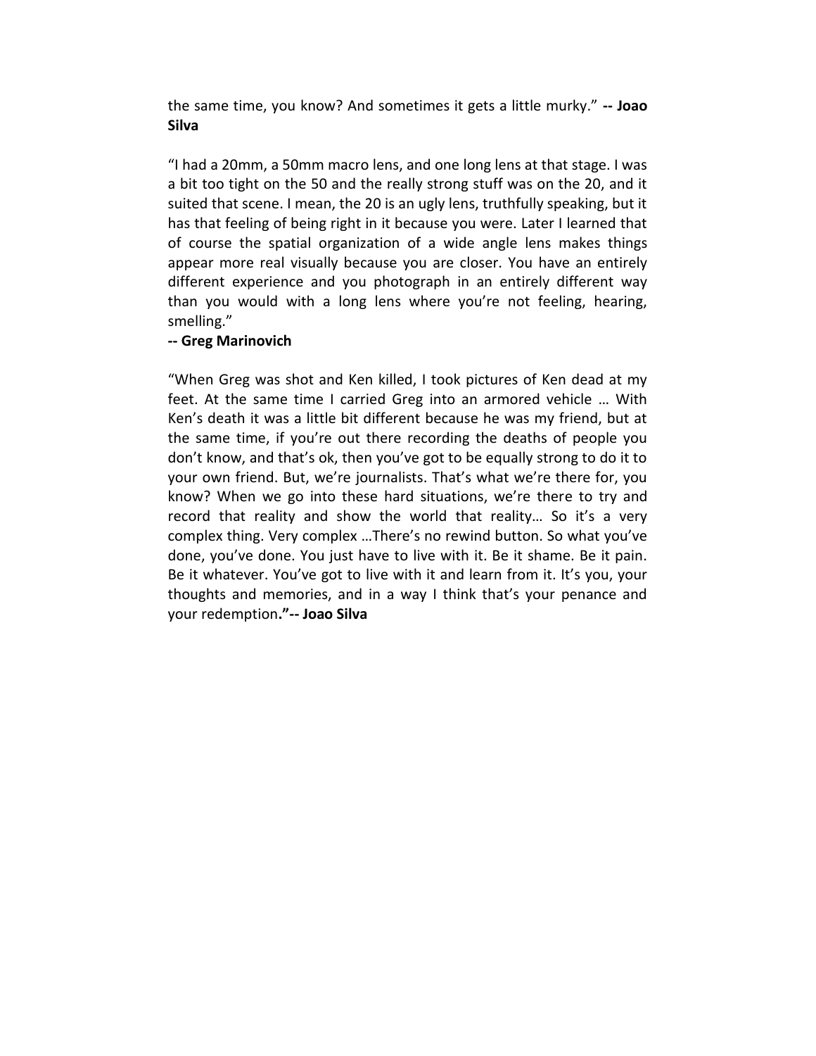the same time, you know? And sometimes it gets a little murky." **-- Joao Silva**

"I had a 20mm, a 50mm macro lens, and one long lens at that stage. I was a bit too tight on the 50 and the really strong stuff was on the 20, and it suited that scene. I mean, the 20 is an ugly lens, truthfully speaking, but it has that feeling of being right in it because you were. Later I learned that of course the spatial organization of a wide angle lens makes things appear more real visually because you are closer. You have an entirely different experience and you photograph in an entirely different way than you would with a long lens where you're not feeling, hearing, smelling."

**-- Greg Marinovich**

"When Greg was shot and Ken killed, I took pictures of Ken dead at my feet. At the same time I carried Greg into an armored vehicle … With Ken's death it was a little bit different because he was my friend, but at the same time, if you're out there recording the deaths of people you don't know, and that's ok, then you've got to be equally strong to do it to your own friend. But, we're journalists. That's what we're there for, you know? When we go into these hard situations, we're there to try and record that reality and show the world that reality… So it's a very complex thing. Very complex …There's no rewind button. So what you've done, you've done. You just have to live with it. Be it shame. Be it pain. Be it whatever. You've got to live with it and learn from it. It's you, your thoughts and memories, and in a way I think that's your penance and your redemption**."-- Joao Silva**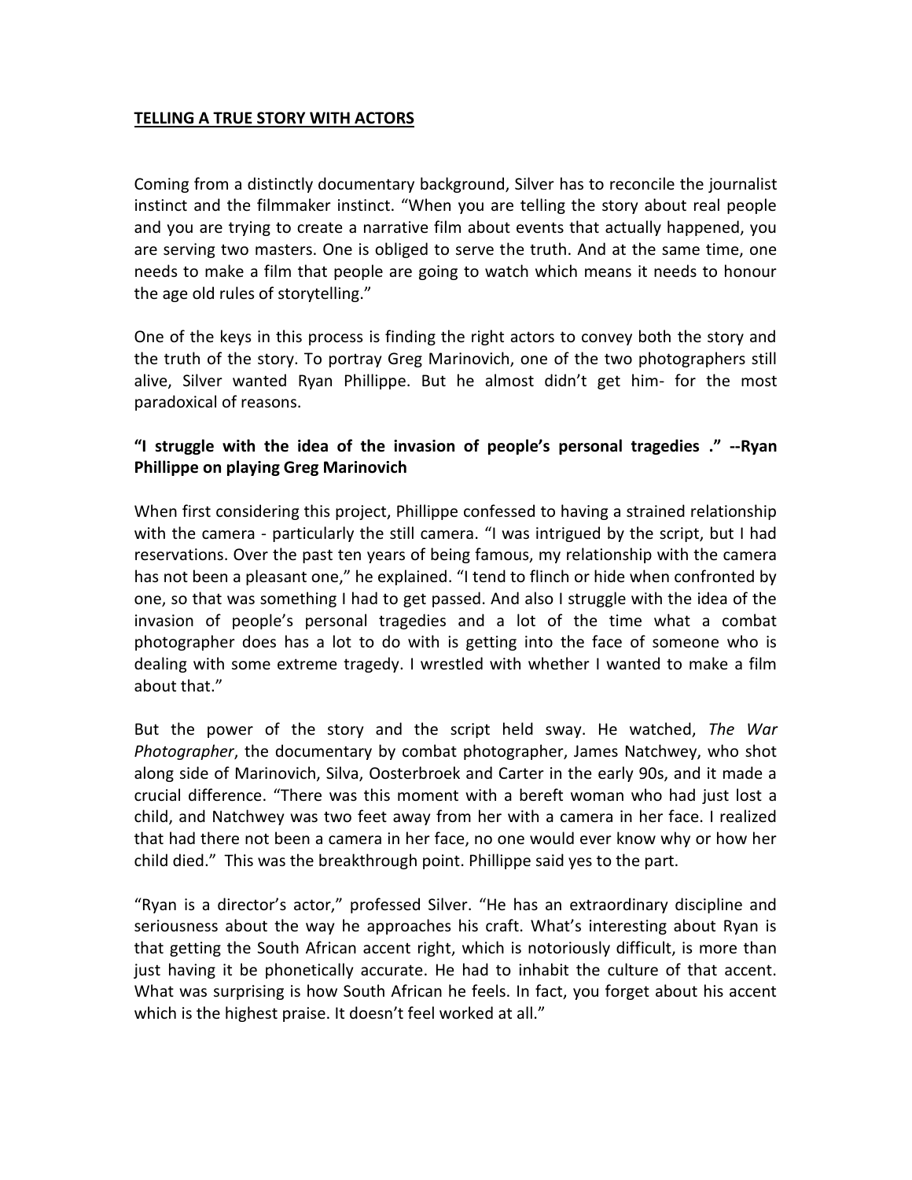**TELLING A TRUE STORY WITH ACTORS**

Coming from a distinctly documentary background, Silver has to reconcile the journalist instinct and the filmmaker instinct. "When you are telling the story about real people and you are trying to create a narrative film about events that actually happened, you are serving two masters. One is obliged to serve the truth. And at the same time, one needs to make a film that people are going to watch which means it needs to honour the age old rules of storytelling."

One of the keys in this process is finding the right actors to convey both the story and the truth of the story. To portray Greg Marinovich, one of the two photographers still alive, Silver wanted Ryan Phillippe. But he almost didn't get him- for the most paradoxical of reasons.

**"I struggle with the idea of the invasion of people's personal tragedies ." --Ryan Phillippe on playing Greg Marinovich**

When first considering this project, Phillippe confessed to having a strained relationship with the camera - particularly the still camera. "I was intrigued by the script, but I had reservations. Over the past ten years of being famous, my relationship with the camera has not been a pleasant one," he explained. "I tend to flinch or hide when confronted by one, so that was something I had to get passed. And also I struggle with the idea of the invasion of people's personal tragedies and a lot of the time what a combat photographer does has a lot to do with is getting into the face of someone who is dealing with some extreme tragedy. I wrestled with whether I wanted to make a film about that."

But the power of the story and the script held sway. He watched, *The War Photographer*, the documentary by combat photographer, James Natchwey, who shot along side of Marinovich, Silva, Oosterbroek and Carter in the early 90s, and it made a crucial difference. "There was this moment with a bereft woman who had just lost a child, and Natchwey was two feet away from her with a camera in her face. I realized that had there not been a camera in her face, no one would ever know why or how her child died." This was the breakthrough point. Phillippe said yes to the part.

"Ryan is a director's actor," professed Silver. "He has an extraordinary discipline and seriousness about the way he approaches his craft. What's interesting about Ryan is that getting the South African accent right, which is notoriously difficult, is more than just having it be phonetically accurate. He had to inhabit the culture of that accent. What was surprising is how South African he feels. In fact, you forget about his accent which is the highest praise. It doesn't feel worked at all."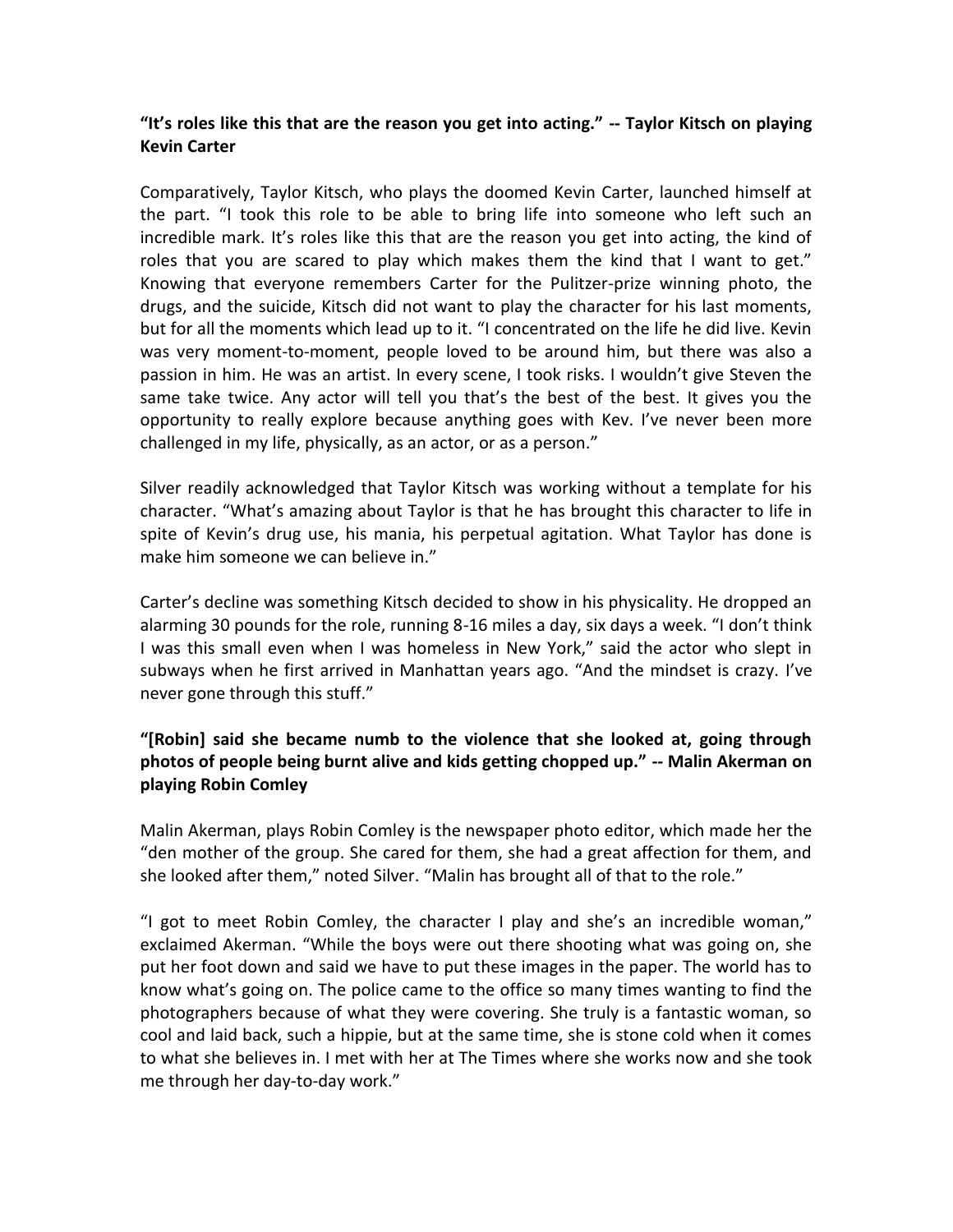**"It's roles like this that are the reason you get into acting." -- Taylor Kitsch on playing Kevin Carter**

Comparatively, Taylor Kitsch, who plays the doomed Kevin Carter, launched himself at the part. "I took this role to be able to bring life into someone who left such an incredible mark. It's roles like this that are the reason you get into acting, the kind of roles that you are scared to play which makes them the kind that I want to get." Knowing that everyone remembers Carter for the Pulitzer-prize winning photo, the drugs, and the suicide, Kitsch did not want to play the character for his last moments, but for all the moments which lead up to it. "I concentrated on the life he did live. Kevin was very moment-to-moment, people loved to be around him, but there was also a passion in him. He was an artist. In every scene, I took risks. I wouldn't give Steven the same take twice. Any actor will tell you that's the best of the best. It gives you the opportunity to really explore because anything goes with Kev. I've never been more challenged in my life, physically, as an actor, or as a person."

Silver readily acknowledged that Taylor Kitsch was working without a template for his character. "What's amazing about Taylor is that he has brought this character to life in spite of Kevin's drug use, his mania, his perpetual agitation. What Taylor has done is make him someone we can believe in."

Carter's decline was something Kitsch decided to show in his physicality. He dropped an alarming 30 pounds for the role, running 8-16 miles a day, six days a week. "I don't think I was this small even when I was homeless in New York," said the actor who slept in subways when he first arrived in Manhattan years ago. "And the mindset is crazy. I've never gone through this stuff."

**"[Robin] said she became numb to the violence that she looked at, going through photos of people being burnt alive and kids getting chopped up." -- Malin Akerman on playing Robin Comley**

Malin Akerman, plays Robin Comley is the newspaper photo editor, which made her the "den mother of the group. She cared for them, she had a great affection for them, and she looked after them," noted Silver. "Malin has brought all of that to the role."

"I got to meet Robin Comley, the character I play and she's an incredible woman," exclaimed Akerman. "While the boys were out there shooting what was going on, she put her foot down and said we have to put these images in the paper. The world has to know what's going on. The police came to the office so many times wanting to find the photographers because of what they were covering. She truly is a fantastic woman, so cool and laid back, such a hippie, but at the same time, she is stone cold when it comes to what she believes in. I met with her at The Times where she works now and she took me through her day-to-day work."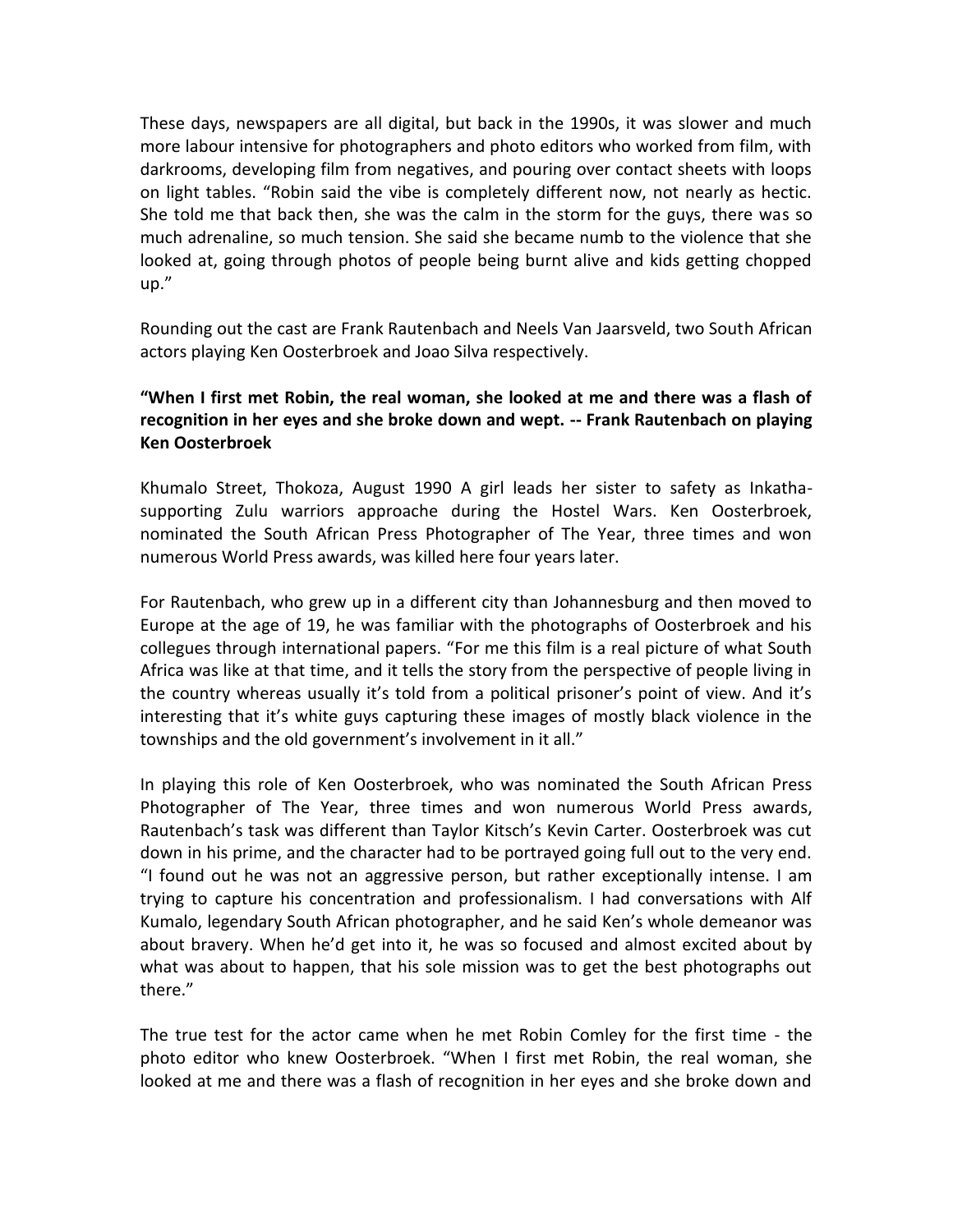These days, newspapers are all digital, but back in the 1990s, it was slower and much more labour intensive for photographers and photo editors who worked from film, with darkrooms, developing film from negatives, and pouring over contact sheets with loops on light tables. “Robin said the vibe is completely different now, not nearly as hectic. She told me that back then, she was the calm in the storm for the guys, there was so much adrenaline, so much tension. She said she became numb to the violence that she looked at, going through photos of people being burnt alive and kids getting chopped up.”

Rounding out the cast are Frank Rautenbach and Neels Van Jaarsveld, two South African actors playing Ken Oosterbroek and Joao Silva respectively.

**“When I first met Robin, the real woman, she looked at me and there was a flash of recognition in her eyes and she broke down and wept. -- Frank Rautenbach on playing Ken Oosterbroek**

Khumalo Street, Thokoza, August 1990 A girl leads her sister to safety as Inkatha-supporting Zulu warriors approache during the Hostel Wars. Ken Oosterbroek, nominated the South African Press Photographer of The Year, three times and won numerous World Press awards, was killed here four years later.

For Rautenbach, who grew up in a different city than Johannesburg and then moved to Europe at the age of 19, he was familiar with the photographs of Oosterbroek and his collegues through international papers. “For me this film is a real picture of what South Africa was like at that time, and it tells the story from the perspective of people living in the country whereas usually it’s told from a political prisoner’s point of view. And it’s interesting that it’s white guys capturing these images of mostly black violence in the townships and the old government’s involvement in it all.”

In playing this role of Ken Oosterbroek, who was nominated the South African Press Photographer of The Year, three times and won numerous World Press awards, Rautenbach’s task was different than Taylor Kitsch’s Kevin Carter. Oosterbroek was cut down in his prime, and the character had to be portrayed going full out to the very end. “I found out he was not an aggressive person, but rather exceptionally intense. I am trying to capture his concentration and professionalism. I had conversations with Alf Kumalo, legendary South African photographer, and he said Ken’s whole demeanor was about bravery. When he’d get into it, he was so focused and almost excited about by what was about to happen, that his sole mission was to get the best photographs out there.”

The true test for the actor came when he met Robin Comley for the first time - the photo editor who knew Oosterbroek. “When I first met Robin, the real woman, she looked at me and there was a flash of recognition in her eyes and she broke down and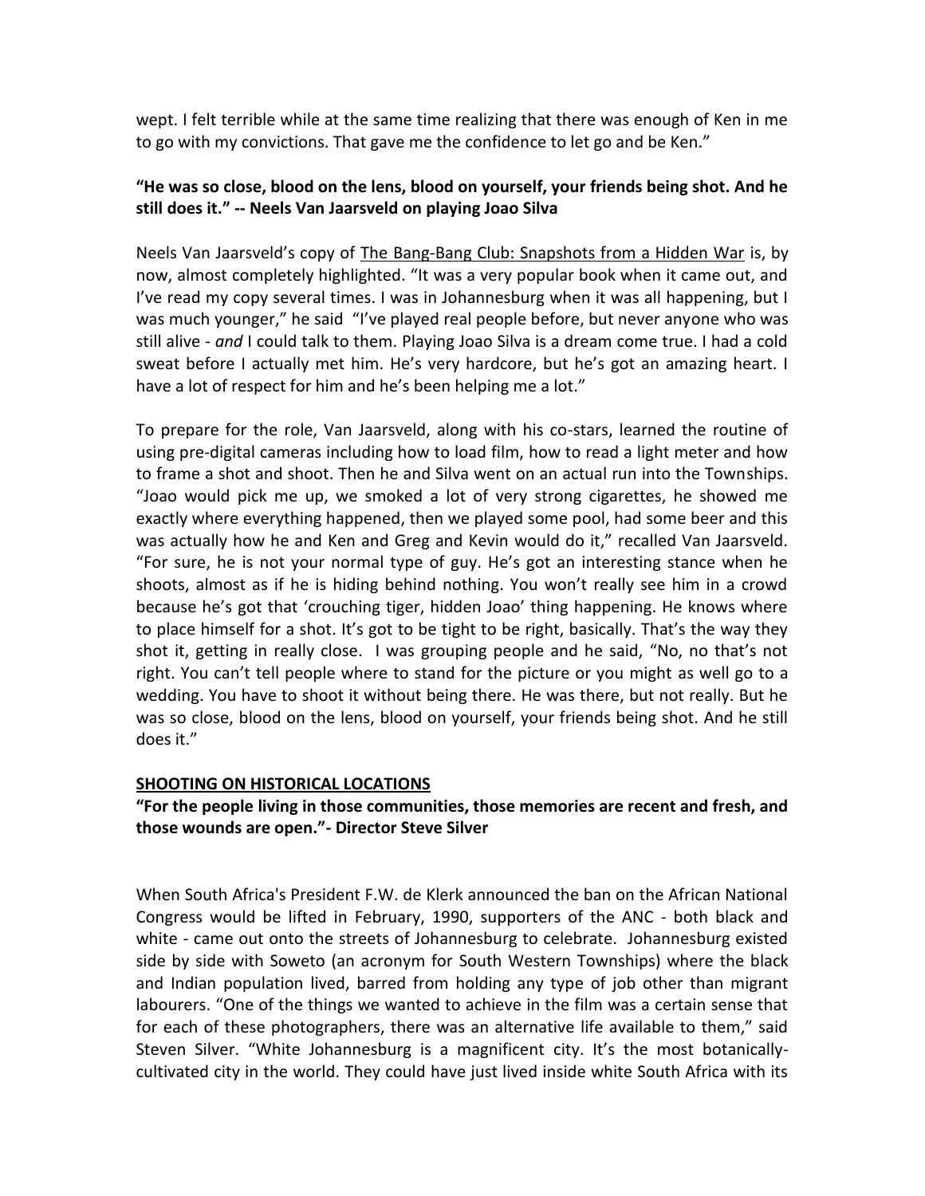wept. I felt terrible while at the same time realizing that there was enough of Ken in me to go with my convictions. That gave me the confidence to let go and be Ken."

**"He was so close, blood on the lens, blood on yourself, your friends being shot. And he still does it." -- Neels Van Jaarsveld on playing Joao Silva**

Neels Van Jaarsveld's copy of The Bang-Bang Club: Snapshots from a Hidden War is, by now, almost completely highlighted. "It was a very popular book when it came out, and I've read my copy several times. I was in Johannesburg when it was all happening, but I was much younger," he said "I've played real people before, but never anyone who was still alive - *and* I could talk to them. Playing Joao Silva is a dream come true. I had a cold sweat before I actually met him. He's very hardcore, but he's got an amazing heart. I have a lot of respect for him and he's been helping me a lot."

To prepare for the role, Van Jaarsveld, along with his co-stars, learned the routine of using pre-digital cameras including how to load film, how to read a light meter and how to frame a shot and shoot. Then he and Silva went on an actual run into the Townships. "Joao would pick me up, we smoked a lot of very strong cigarettes, he showed me exactly where everything happened, then we played some pool, had some beer and this was actually how he and Ken and Greg and Kevin would do it," recalled Van Jaarsveld. "For sure, he is not your normal type of guy. He's got an interesting stance when he shoots, almost as if he is hiding behind nothing. You won't really see him in a crowd because he's got that 'crouching tiger, hidden Joao' thing happening. He knows where to place himself for a shot. It's got to be tight to be right, basically. That's the way they shot it, getting in really close. I was grouping people and he said, "No, no that's not right. You can't tell people where to stand for the picture or you might as well go to a wedding. You have to shoot it without being there. He was there, but not really. But he was so close, blood on the lens, blood on yourself, your friends being shot. And he still does it."

## SHOOTING ON HISTORICAL LOCATIONS

**"For the people living in those communities, those memories are recent and fresh, and those wounds are open."- Director Steve Silver**

When South Africa's President F.W. de Klerk announced the ban on the African National Congress would be lifted in February, 1990, supporters of the ANC - both black and white - came out onto the streets of Johannesburg to celebrate. Johannesburg existed side by side with Soweto (an acronym for South Western Townships) where the black and Indian population lived, barred from holding any type of job other than migrant labourers. "One of the things we wanted to achieve in the film was a certain sense that for each of these photographers, there was an alternative life available to them," said Steven Silver. "White Johannesburg is a magnificent city. It's the most botanically-cultivated city in the world. They could have just lived inside white South Africa with its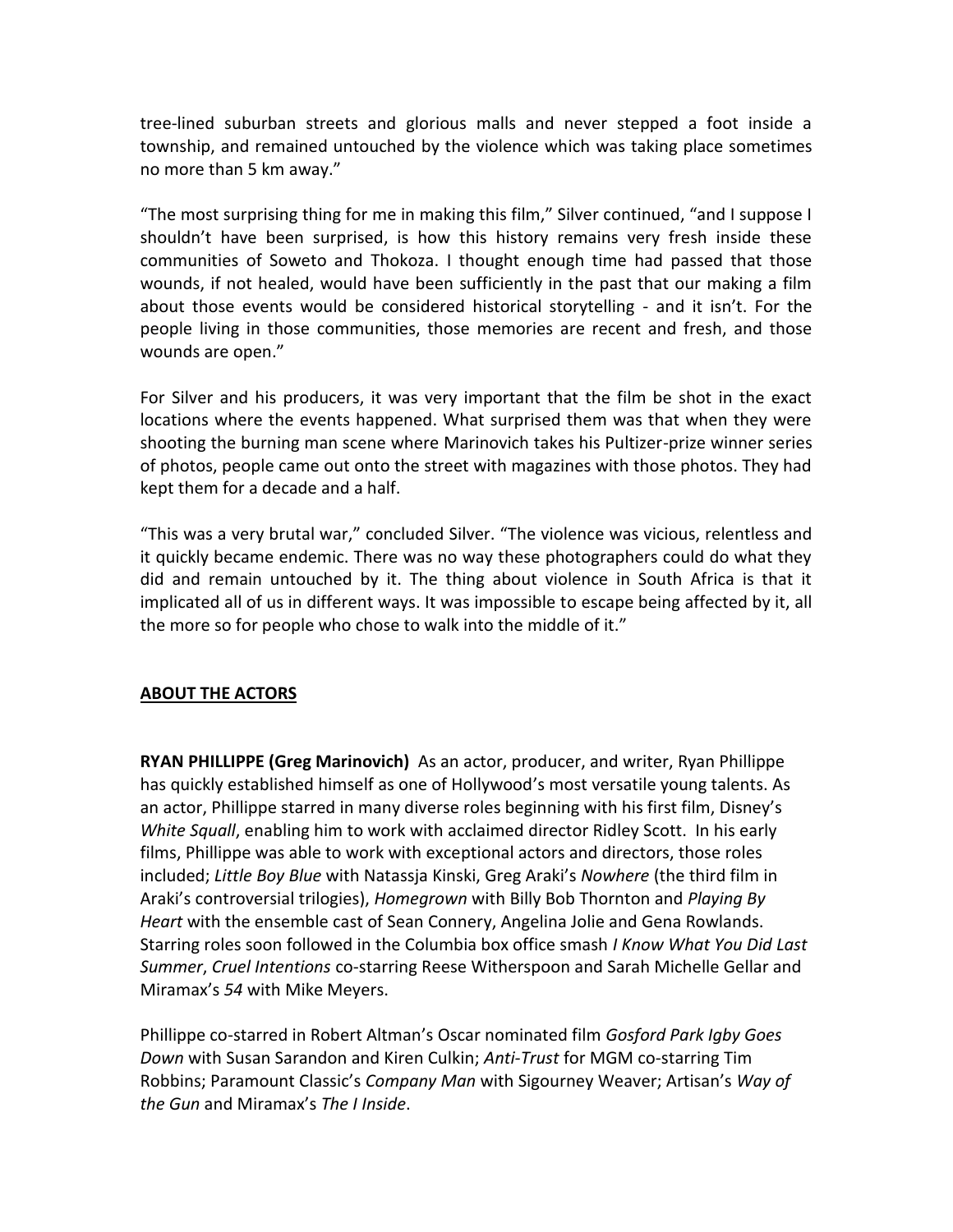tree-lined suburban streets and glorious malls and never stepped a foot inside a township, and remained untouched by the violence which was taking place sometimes no more than 5 km away."

"The most surprising thing for me in making this film," Silver continued, "and I suppose I shouldn't have been surprised, is how this history remains very fresh inside these communities of Soweto and Thokoza. I thought enough time had passed that those wounds, if not healed, would have been sufficiently in the past that our making a film about those events would be considered historical storytelling - and it isn't. For the people living in those communities, those memories are recent and fresh, and those wounds are open."

For Silver and his producers, it was very important that the film be shot in the exact locations where the events happened. What surprised them was that when they were shooting the burning man scene where Marinovich takes his Pultizer-prize winner series of photos, people came out onto the street with magazines with those photos. They had kept them for a decade and a half.

"This was a very brutal war," concluded Silver. "The violence was vicious, relentless and it quickly became endemic. There was no way these photographers could do what they did and remain untouched by it. The thing about violence in South Africa is that it implicated all of us in different ways. It was impossible to escape being affected by it, all the more so for people who chose to walk into the middle of it."

## ABOUT THE ACTORS

**RYAN PHILLIPPE (Greg Marinovich)** As an actor, producer, and writer, Ryan Phillippe has quickly established himself as one of Hollywood's most versatile young talents. As an actor, Phillippe starred in many diverse roles beginning with his first film, Disney's *White Squall*, enabling him to work with acclaimed director Ridley Scott. In his early films, Phillippe was able to work with exceptional actors and directors, those roles included; *Little Boy Blue* with Natassja Kinski, Greg Araki's *Nowhere* (the third film in Araki's controversial trilogies), *Homegrown* with Billy Bob Thornton and *Playing By Heart* with the ensemble cast of Sean Connery, Angelina Jolie and Gena Rowlands. Starring roles soon followed in the Columbia box office smash *I Know What You Did Last Summer*, *Cruel Intentions* co-starring Reese Witherspoon and Sarah Michelle Gellar and Miramax's *54* with Mike Meyers.

Phillippe co-starred in Robert Altman's Oscar nominated film *Gosford Park Igby Goes Down* with Susan Sarandon and Kiren Culkin; *Anti-Trust* for MGM co-starring Tim Robbins; Paramount Classic's *Company Man* with Sigourney Weaver; Artisan's *Way of the Gun* and Miramax's *The I Inside*.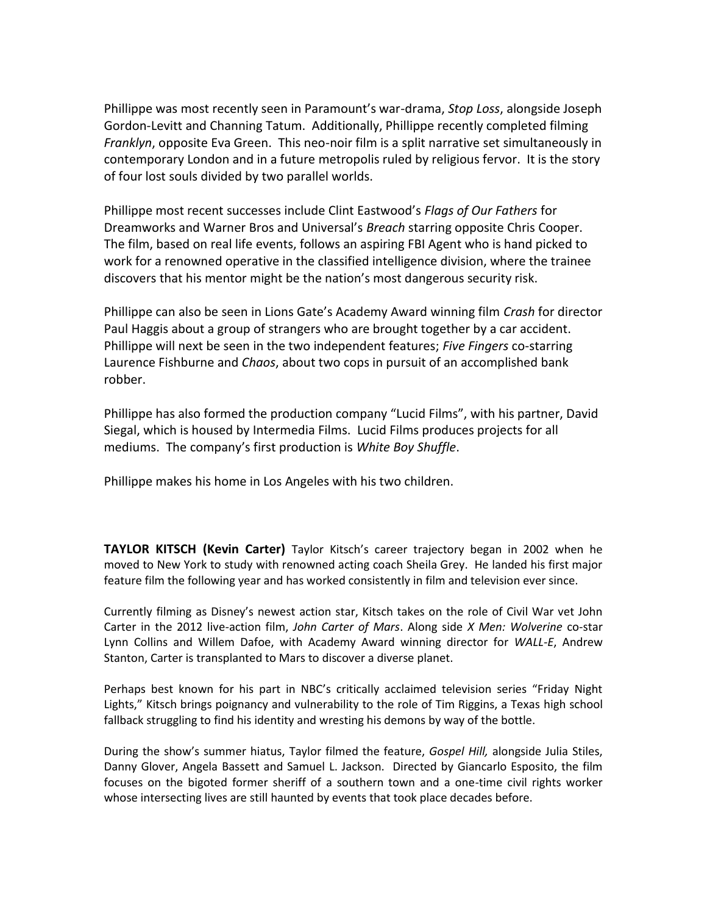Phillippe was most recently seen in Paramount's war-drama, *Stop Loss*, alongside Joseph Gordon-Levitt and Channing Tatum. Additionally, Phillippe recently completed filming *Franklyn*, opposite Eva Green. This neo-noir film is a split narrative set simultaneously in contemporary London and in a future metropolis ruled by religious fervor. It is the story of four lost souls divided by two parallel worlds.

Phillippe most recent successes include Clint Eastwood's *Flags of Our Fathers* for Dreamworks and Warner Bros and Universal's *Breach* starring opposite Chris Cooper. The film, based on real life events, follows an aspiring FBI Agent who is hand picked to work for a renowned operative in the classified intelligence division, where the trainee discovers that his mentor might be the nation's most dangerous security risk.

Phillippe can also be seen in Lions Gate's Academy Award winning film *Crash* for director Paul Haggis about a group of strangers who are brought together by a car accident. Phillippe will next be seen in the two independent features; *Five Fingers* co-starring Laurence Fishburne and *Chaos*, about two cops in pursuit of an accomplished bank robber.

Phillippe has also formed the production company "Lucid Films", with his partner, David Siegal, which is housed by Intermedia Films. Lucid Films produces projects for all mediums. The company's first production is *White Boy Shuffle*.

Phillippe makes his home in Los Angeles with his two children.

**TAYLOR KITSCH (Kevin Carter)** Taylor Kitsch's career trajectory began in 2002 when he moved to New York to study with renowned acting coach Sheila Grey. He landed his first major feature film the following year and has worked consistently in film and television ever since.

Currently filming as Disney's newest action star, Kitsch takes on the role of Civil War vet John Carter in the 2012 live-action film, *John Carter of Mars*. Along side *X Men: Wolverine* co-star Lynn Collins and Willem Dafoe, with Academy Award winning director for *WALL-E*, Andrew Stanton, Carter is transplanted to Mars to discover a diverse planet.

Perhaps best known for his part in NBC's critically acclaimed television series "Friday Night Lights," Kitsch brings poignancy and vulnerability to the role of Tim Riggins, a Texas high school fallback struggling to find his identity and wresting his demons by way of the bottle.

During the show's summer hiatus, Taylor filmed the feature, *Gospel Hill,* alongside Julia Stiles, Danny Glover, Angela Bassett and Samuel L. Jackson. Directed by Giancarlo Esposito, the film focuses on the bigoted former sheriff of a southern town and a one-time civil rights worker whose intersecting lives are still haunted by events that took place decades before.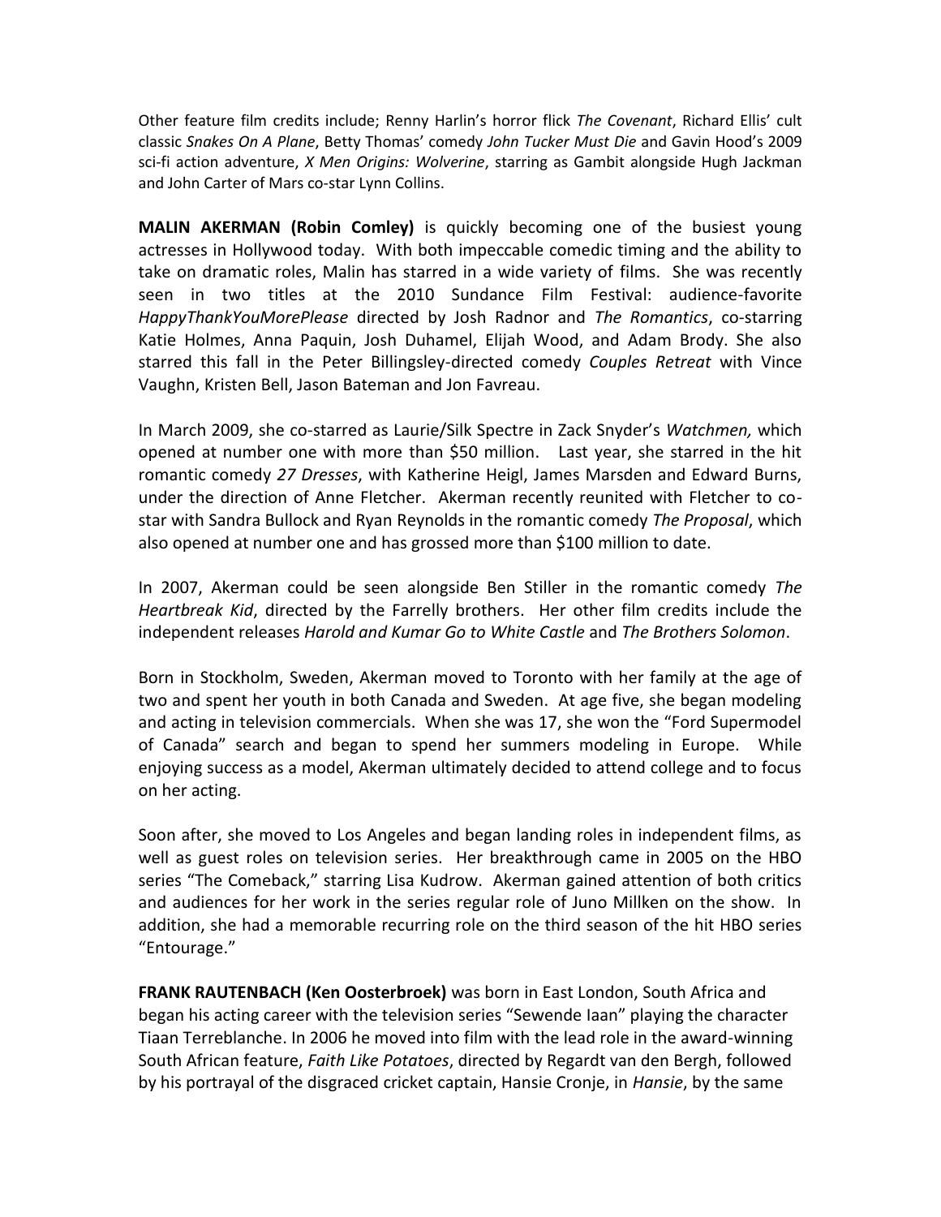Other feature film credits include; Renny Harlin's horror flick *The Covenant*, Richard Ellis' cult classic *Snakes On A Plane*, Betty Thomas' comedy *John Tucker Must Die* and Gavin Hood's 2009 sci-fi action adventure, *X Men Origins: Wolverine*, starring as Gambit alongside Hugh Jackman and John Carter of Mars co-star Lynn Collins.

**MALIN AKERMAN (Robin Comley)** is quickly becoming one of the busiest young actresses in Hollywood today. With both impeccable comedic timing and the ability to take on dramatic roles, Malin has starred in a wide variety of films. She was recently seen in two titles at the 2010 Sundance Film Festival: audience-favorite *HappyThankYouMorePlease* directed by Josh Radnor and *The Romantics*, co-starring Katie Holmes, Anna Paquin, Josh Duhamel, Elijah Wood, and Adam Brody. She also starred this fall in the Peter Billingsley-directed comedy *Couples Retreat* with Vince Vaughn, Kristen Bell, Jason Bateman and Jon Favreau.

In March 2009, she co-starred as Laurie/Silk Spectre in Zack Snyder's *Watchmen,* which opened at number one with more than $50 million. Last year, she starred in the hit romantic comedy *27 Dresses*, with Katherine Heigl, James Marsden and Edward Burns, under the direction of Anne Fletcher. Akerman recently reunited with Fletcher to co-star with Sandra Bullock and Ryan Reynolds in the romantic comedy *The Proposal*, which also opened at number one and has grossed more than $100 million to date.

In 2007, Akerman could be seen alongside Ben Stiller in the romantic comedy *The Heartbreak Kid*, directed by the Farrelly brothers. Her other film credits include the independent releases *Harold and Kumar Go to White Castle* and *The Brothers Solomon*.

Born in Stockholm, Sweden, Akerman moved to Toronto with her family at the age of two and spent her youth in both Canada and Sweden. At age five, she began modeling and acting in television commercials. When she was 17, she won the "Ford Supermodel of Canada" search and began to spend her summers modeling in Europe. While enjoying success as a model, Akerman ultimately decided to attend college and to focus on her acting.

Soon after, she moved to Los Angeles and began landing roles in independent films, as well as guest roles on television series. Her breakthrough came in 2005 on the HBO series "The Comeback," starring Lisa Kudrow. Akerman gained attention of both critics and audiences for her work in the series regular role of Juno Millken on the show. In addition, she had a memorable recurring role on the third season of the hit HBO series "Entourage."

**FRANK RAUTENBACH (Ken Oosterbroek)** was born in East London, South Africa and began his acting career with the television series "Sewende Iaan" playing the character Tiaan Terreblanche. In 2006 he moved into film with the lead role in the award-winning South African feature, *Faith Like Potatoes*, directed by Regardt van den Bergh, followed by his portrayal of the disgraced cricket captain, Hansie Cronje, in *Hansie*, by the same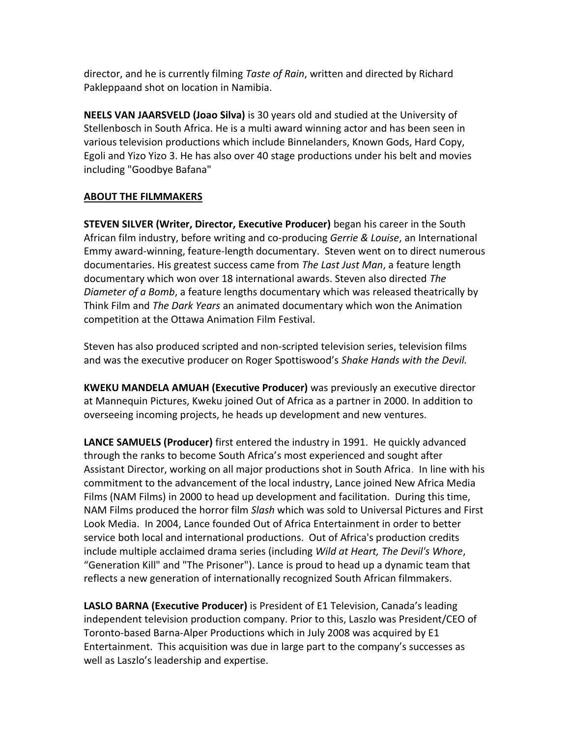director, and he is currently filming *Taste of Rain*, written and directed by Richard Pakleppaand shot on location in Namibia.

**NEELS VAN JAARSVELD (Joao Silva)** is 30 years old and studied at the University of Stellenbosch in South Africa. He is a multi award winning actor and has been seen in various television productions which include Binnelanders, Known Gods, Hard Copy, Egoli and Yizo Yizo 3. He has also over 40 stage productions under his belt and movies including "Goodbye Bafana"

## ABOUT THE FILMMAKERS

**STEVEN SILVER (Writer, Director, Executive Producer)** began his career in the South African film industry, before writing and co-producing *Gerrie & Louise*, an International Emmy award-winning, feature-length documentary. Steven went on to direct numerous documentaries. His greatest success came from *The Last Just Man*, a feature length documentary which won over 18 international awards. Steven also directed *The Diameter of a Bomb*, a feature lengths documentary which was released theatrically by Think Film and *The Dark Years* an animated documentary which won the Animation competition at the Ottawa Animation Film Festival.

Steven has also produced scripted and non-scripted television series, television films and was the executive producer on Roger Spottiswood's *Shake Hands with the Devil.*

**KWEKU MANDELA AMUAH (Executive Producer)** was previously an executive director at Mannequin Pictures, Kweku joined Out of Africa as a partner in 2000. In addition to overseeing incoming projects, he heads up development and new ventures.

**LANCE SAMUELS (Producer)** first entered the industry in 1991. He quickly advanced through the ranks to become South Africa's most experienced and sought after Assistant Director, working on all major productions shot in South Africa. In line with his commitment to the advancement of the local industry, Lance joined New Africa Media Films (NAM Films) in 2000 to head up development and facilitation. During this time, NAM Films produced the horror film *Slash* which was sold to Universal Pictures and First Look Media. In 2004, Lance founded Out of Africa Entertainment in order to better service both local and international productions. Out of Africa's production credits include multiple acclaimed drama series (including *Wild at Heart, The Devil's Whore*, "Generation Kill" and "The Prisoner"). Lance is proud to head up a dynamic team that reflects a new generation of internationally recognized South African filmmakers.

**LASLO BARNA (Executive Producer)** is President of E1 Television, Canada's leading independent television production company. Prior to this, Laszlo was President/CEO of Toronto-based Barna-Alper Productions which in July 2008 was acquired by E1 Entertainment. This acquisition was due in large part to the company's successes as well as Laszlo's leadership and expertise.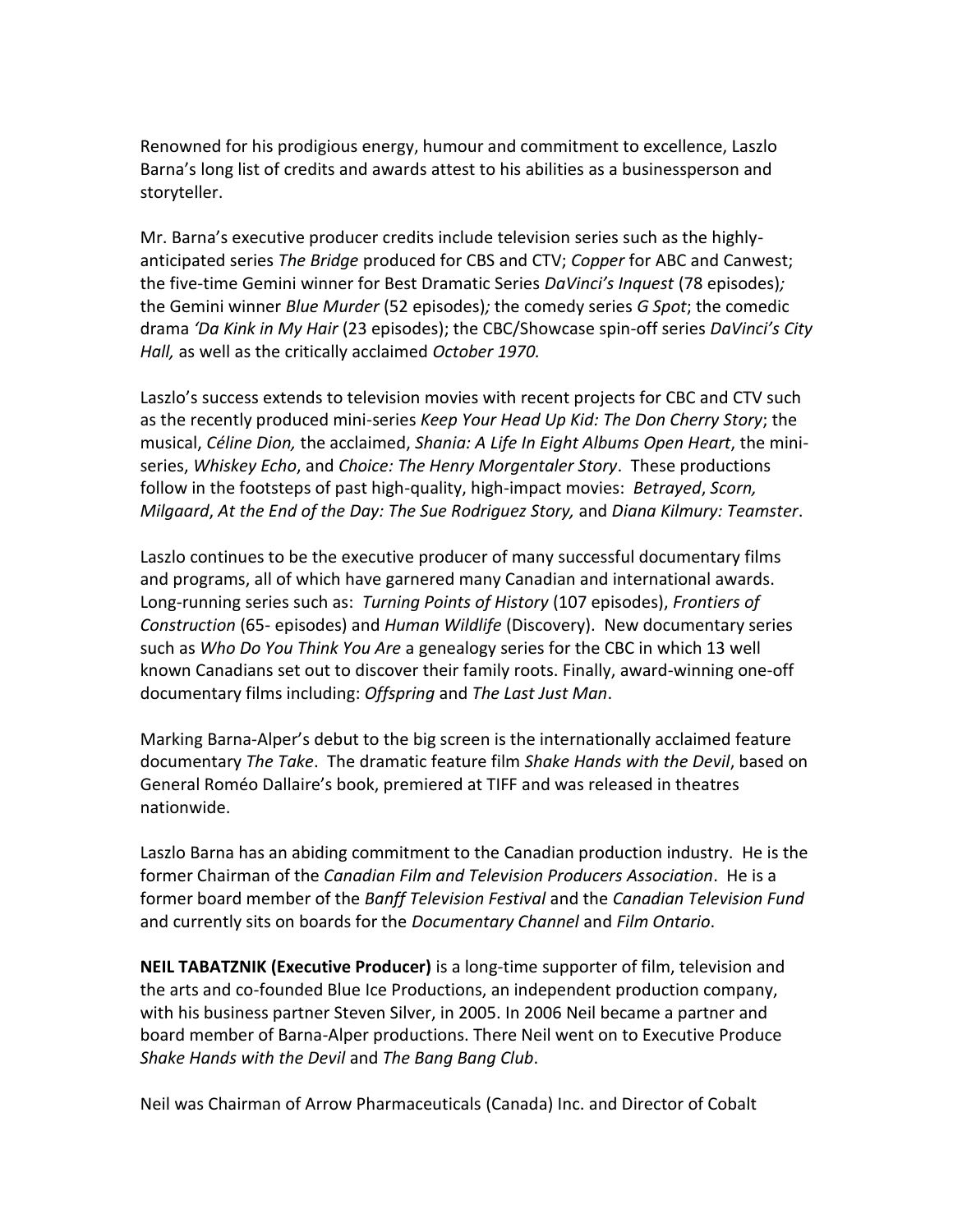Renowned for his prodigious energy, humour and commitment to excellence, Laszlo Barna's long list of credits and awards attest to his abilities as a businessperson and storyteller.

Mr. Barna's executive producer credits include television series such as the highly-anticipated series *The Bridge* produced for CBS and CTV; *Copper* for ABC and Canwest; the five-time Gemini winner for Best Dramatic Series *DaVinci's Inquest* (78 episodes)*;* the Gemini winner *Blue Murder* (52 episodes)*;* the comedy series *G Spot*; the comedic drama *'Da Kink in My Hair* (23 episodes); the CBC/Showcase spin-off series *DaVinci's City Hall,* as well as the critically acclaimed *October 1970.*

Laszlo's success extends to television movies with recent projects for CBC and CTV such as the recently produced mini-series *Keep Your Head Up Kid: The Don Cherry Story*; the musical, *Céline Dion,* the acclaimed, *Shania: A Life In Eight Albums Open Heart*, the mini-series, *Whiskey Echo*, and *Choice: The Henry Morgentaler Story*. These productions follow in the footsteps of past high-quality, high-impact movies: *Betrayed*, *Scorn, Milgaard*, *At the End of the Day: The Sue Rodriguez Story,* and *Diana Kilmury: Teamster*.

Laszlo continues to be the executive producer of many successful documentary films and programs, all of which have garnered many Canadian and international awards. Long-running series such as: *Turning Points of History* (107 episodes), *Frontiers of Construction* (65- episodes) and *Human Wildlife* (Discovery). New documentary series such as *Who Do You Think You Are* a genealogy series for the CBC in which 13 well known Canadians set out to discover their family roots. Finally, award-winning one-off documentary films including: *Offspring* and *The Last Just Man*.

Marking Barna-Alper's debut to the big screen is the internationally acclaimed feature documentary *The Take*. The dramatic feature film *Shake Hands with the Devil*, based on General Roméo Dallaire's book, premiered at TIFF and was released in theatres nationwide.

Laszlo Barna has an abiding commitment to the Canadian production industry. He is the former Chairman of the *Canadian Film and Television Producers Association*. He is a former board member of the *Banff Television Festival* and the *Canadian Television Fund* and currently sits on boards for the *Documentary Channel* and *Film Ontario*.

**NEIL TABATZNIK (Executive Producer)** is a long-time supporter of film, television and the arts and co-founded Blue Ice Productions, an independent production company, with his business partner Steven Silver, in 2005. In 2006 Neil became a partner and board member of Barna-Alper productions. There Neil went on to Executive Produce *Shake Hands with the Devil* and *The Bang Bang Club*.

Neil was Chairman of Arrow Pharmaceuticals (Canada) Inc. and Director of Cobalt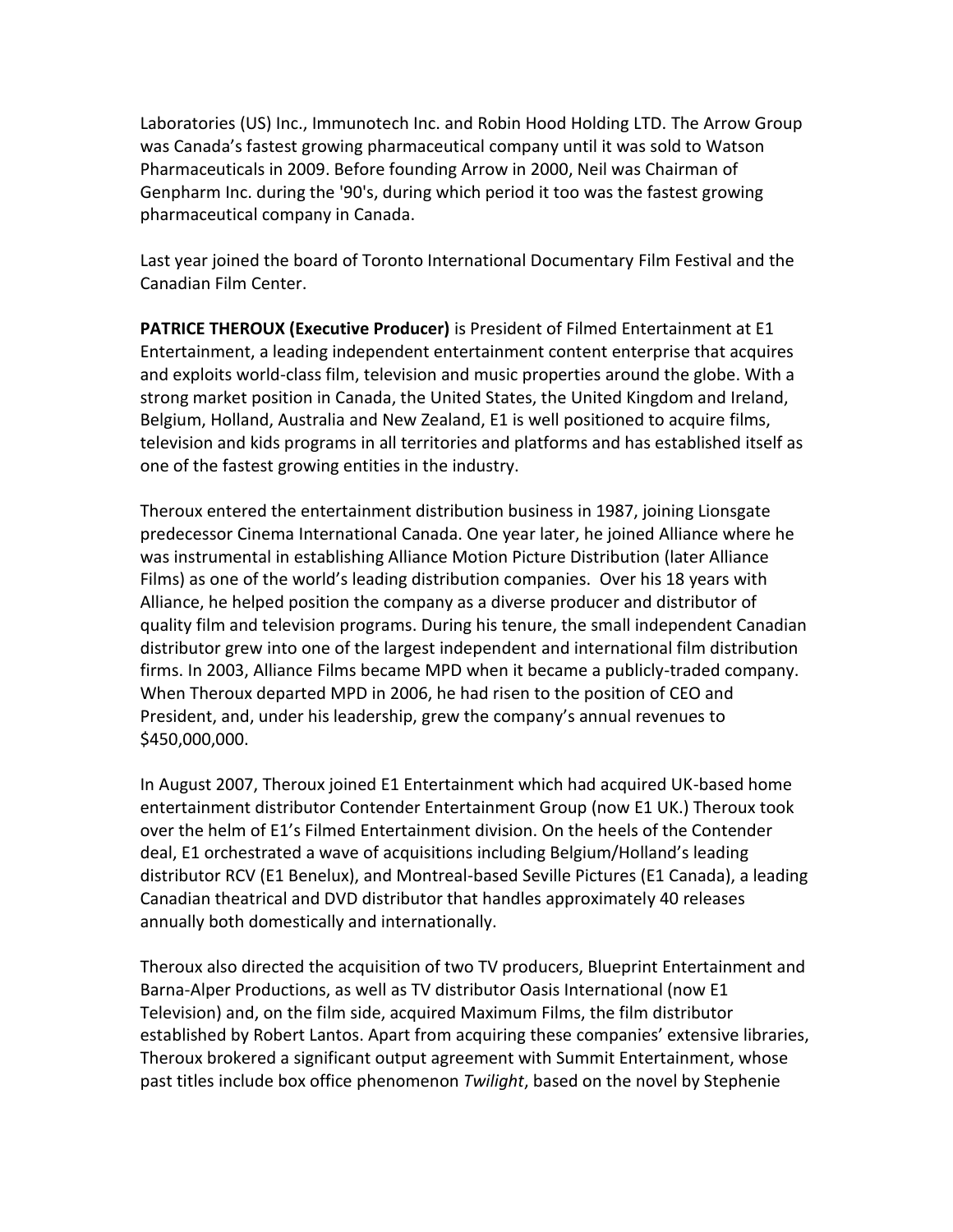Laboratories (US) Inc., Immunotech Inc. and Robin Hood Holding LTD. The Arrow Group was Canada's fastest growing pharmaceutical company until it was sold to Watson Pharmaceuticals in 2009. Before founding Arrow in 2000, Neil was Chairman of Genpharm Inc. during the '90's, during which period it too was the fastest growing pharmaceutical company in Canada.

Last year joined the board of Toronto International Documentary Film Festival and the Canadian Film Center.

**PATRICE THEROUX (Executive Producer)** is President of Filmed Entertainment at E1 Entertainment, a leading independent entertainment content enterprise that acquires and exploits world-class film, television and music properties around the globe. With a strong market position in Canada, the United States, the United Kingdom and Ireland, Belgium, Holland, Australia and New Zealand, E1 is well positioned to acquire films, television and kids programs in all territories and platforms and has established itself as one of the fastest growing entities in the industry.

Theroux entered the entertainment distribution business in 1987, joining Lionsgate predecessor Cinema International Canada. One year later, he joined Alliance where he was instrumental in establishing Alliance Motion Picture Distribution (later Alliance Films) as one of the world's leading distribution companies. Over his 18 years with Alliance, he helped position the company as a diverse producer and distributor of quality film and television programs. During his tenure, the small independent Canadian distributor grew into one of the largest independent and international film distribution firms. In 2003, Alliance Films became MPD when it became a publicly-traded company. When Theroux departed MPD in 2006, he had risen to the position of CEO and President, and, under his leadership, grew the company's annual revenues to $450,000,000.

In August 2007, Theroux joined E1 Entertainment which had acquired UK-based home entertainment distributor Contender Entertainment Group (now E1 UK.) Theroux took over the helm of E1's Filmed Entertainment division. On the heels of the Contender deal, E1 orchestrated a wave of acquisitions including Belgium/Holland's leading distributor RCV (E1 Benelux), and Montreal-based Seville Pictures (E1 Canada), a leading Canadian theatrical and DVD distributor that handles approximately 40 releases annually both domestically and internationally.

Theroux also directed the acquisition of two TV producers, Blueprint Entertainment and Barna-Alper Productions, as well as TV distributor Oasis International (now E1 Television) and, on the film side, acquired Maximum Films, the film distributor established by Robert Lantos. Apart from acquiring these companies' extensive libraries, Theroux brokered a significant output agreement with Summit Entertainment, whose past titles include box office phenomenon *Twilight*, based on the novel by Stephenie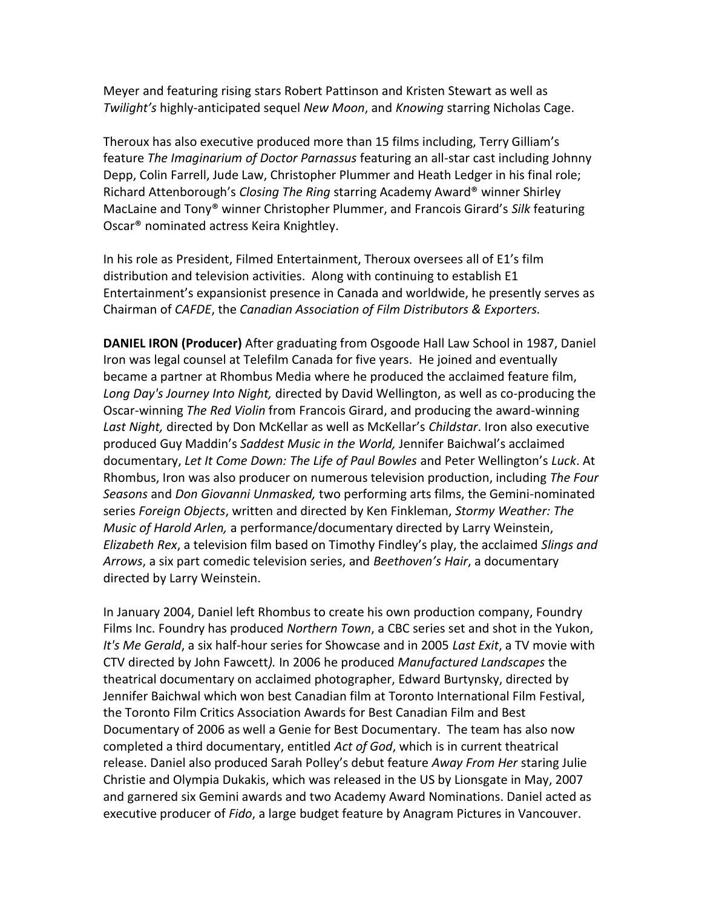Meyer and featuring rising stars Robert Pattinson and Kristen Stewart as well as *Twilight's* highly-anticipated sequel *New Moon*, and *Knowing* starring Nicholas Cage.

Theroux has also executive produced more than 15 films including, Terry Gilliam's feature *The Imaginarium of Doctor Parnassus* featuring an all-star cast including Johnny Depp, Colin Farrell, Jude Law, Christopher Plummer and Heath Ledger in his final role; Richard Attenborough's *Closing The Ring* starring Academy Award® winner Shirley MacLaine and Tony® winner Christopher Plummer, and Francois Girard's *Silk* featuring Oscar® nominated actress Keira Knightley.

In his role as President, Filmed Entertainment, Theroux oversees all of E1's film distribution and television activities. Along with continuing to establish E1 Entertainment's expansionist presence in Canada and worldwide, he presently serves as Chairman of *CAFDE*, the *Canadian Association of Film Distributors & Exporters.*

**DANIEL IRON (Producer)** After graduating from Osgoode Hall Law School in 1987, Daniel Iron was legal counsel at Telefilm Canada for five years. He joined and eventually became a partner at Rhombus Media where he produced the acclaimed feature film, *Long Day's Journey Into Night,* directed by David Wellington, as well as co-producing the Oscar-winning *The Red Violin* from Francois Girard, and producing the award-winning *Last Night,* directed by Don McKellar as well as McKellar's *Childstar*. Iron also executive produced Guy Maddin's *Saddest Music in the World,* Jennifer Baichwal's acclaimed documentary, *Let It Come Down: The Life of Paul Bowles* and Peter Wellington's *Luck*. At Rhombus, Iron was also producer on numerous television production, including *The Four Seasons* and *Don Giovanni Unmasked,* two performing arts films, the Gemini-nominated series *Foreign Objects*, written and directed by Ken Finkleman, *Stormy Weather: The Music of Harold Arlen,* a performance/documentary directed by Larry Weinstein, *Elizabeth Rex*, a television film based on Timothy Findley's play, the acclaimed *Slings and Arrows*, a six part comedic television series, and *Beethoven's Hair*, a documentary directed by Larry Weinstein.

In January 2004, Daniel left Rhombus to create his own production company, Foundry Films Inc. Foundry has produced *Northern Town*, a CBC series set and shot in the Yukon, *It's Me Gerald*, a six half-hour series for Showcase and in 2005 *Last Exit*, a TV movie with CTV directed by John Fawcett*).* In 2006 he produced *Manufactured Landscapes* the theatrical documentary on acclaimed photographer, Edward Burtynsky, directed by Jennifer Baichwal which won best Canadian film at Toronto International Film Festival, the Toronto Film Critics Association Awards for Best Canadian Film and Best Documentary of 2006 as well a Genie for Best Documentary. The team has also now completed a third documentary, entitled *Act of God*, which is in current theatrical release. Daniel also produced Sarah Polley's debut feature *Away From Her* staring Julie Christie and Olympia Dukakis, which was released in the US by Lionsgate in May, 2007 and garnered six Gemini awards and two Academy Award Nominations. Daniel acted as executive producer of *Fido*, a large budget feature by Anagram Pictures in Vancouver.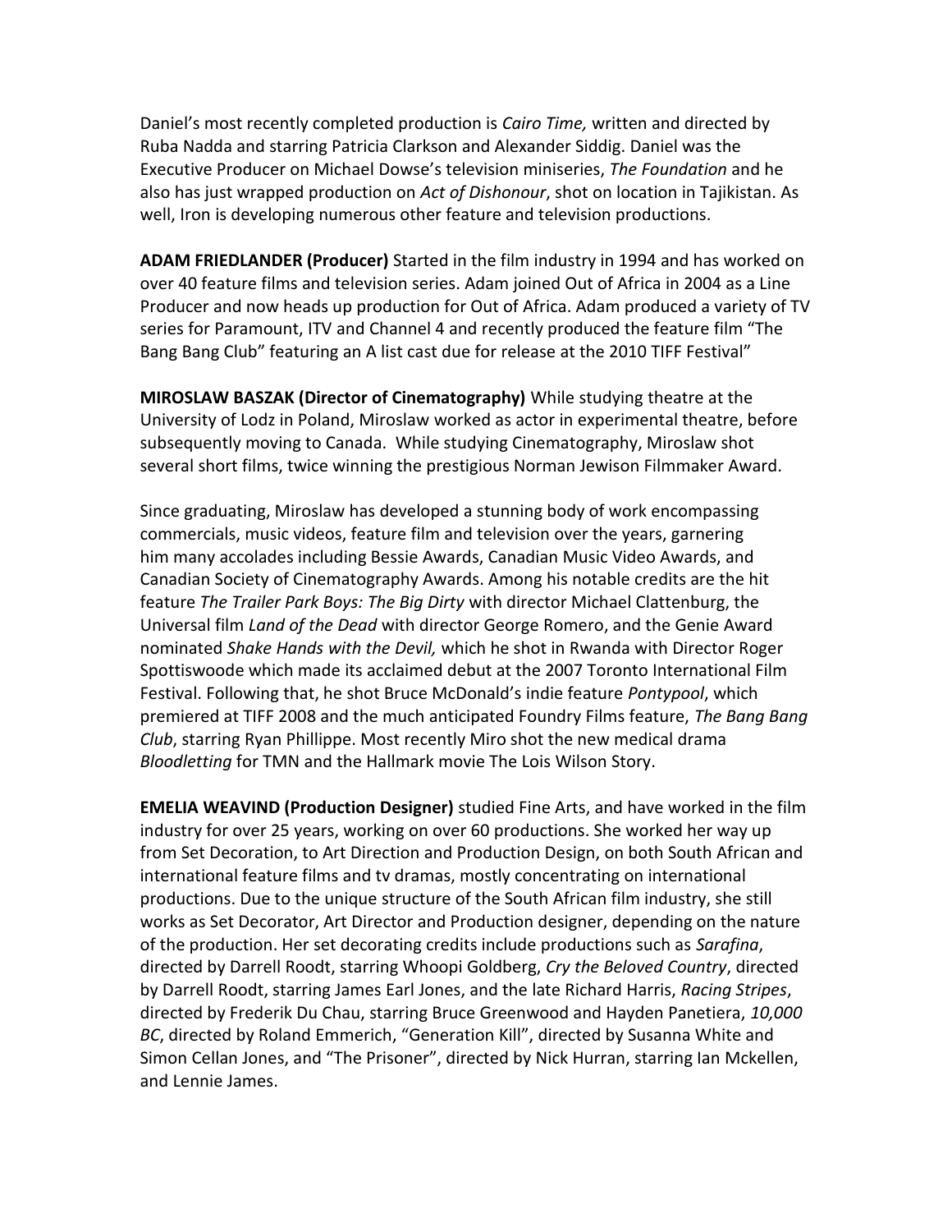Daniel's most recently completed production is *Cairo Time,* written and directed by Ruba Nadda and starring Patricia Clarkson and Alexander Siddig. Daniel was the Executive Producer on Michael Dowse's television miniseries, *The Foundation* and he also has just wrapped production on *Act of Dishonour*, shot on location in Tajikistan. As well, Iron is developing numerous other feature and television productions.

**ADAM FRIEDLANDER (Producer)** Started in the film industry in 1994 and has worked on over 40 feature films and television series. Adam joined Out of Africa in 2004 as a Line Producer and now heads up production for Out of Africa. Adam produced a variety of TV series for Paramount, ITV and Channel 4 and recently produced the feature film "The Bang Bang Club" featuring an A list cast due for release at the 2010 TIFF Festival"

**MIROSLAW BASZAK (Director of Cinematography)** While studying theatre at the University of Lodz in Poland, Miroslaw worked as actor in experimental theatre, before subsequently moving to Canada. While studying Cinematography, Miroslaw shot several short films, twice winning the prestigious Norman Jewison Filmmaker Award.

Since graduating, Miroslaw has developed a stunning body of work encompassing commercials, music videos, feature film and television over the years, garnering him many accolades including Bessie Awards, Canadian Music Video Awards, and Canadian Society of Cinematography Awards. Among his notable credits are the hit feature *The Trailer Park Boys: The Big Dirty* with director Michael Clattenburg, the Universal film *Land of the Dead* with director George Romero, and the Genie Award nominated *Shake Hands with the Devil,* which he shot in Rwanda with Director Roger Spottiswoode which made its acclaimed debut at the 2007 Toronto International Film Festival. Following that, he shot Bruce McDonald's indie feature *Pontypool*, which premiered at TIFF 2008 and the much anticipated Foundry Films feature, *The Bang Bang Club*, starring Ryan Phillippe. Most recently Miro shot the new medical drama *Bloodletting* for TMN and the Hallmark movie The Lois Wilson Story.

**EMELIA WEAVIND (Production Designer)** studied Fine Arts, and have worked in the film industry for over 25 years, working on over 60 productions. She worked her way up from Set Decoration, to Art Direction and Production Design, on both South African and international feature films and tv dramas, mostly concentrating on international productions. Due to the unique structure of the South African film industry, she still works as Set Decorator, Art Director and Production designer, depending on the nature of the production. Her set decorating credits include productions such as *Sarafina*, directed by Darrell Roodt, starring Whoopi Goldberg, *Cry the Beloved Country*, directed by Darrell Roodt, starring James Earl Jones, and the late Richard Harris, *Racing Stripes*, directed by Frederik Du Chau, starring Bruce Greenwood and Hayden Panetiera, *10,000 BC*, directed by Roland Emmerich, "Generation Kill", directed by Susanna White and Simon Cellan Jones, and "The Prisoner", directed by Nick Hurran, starring Ian Mckellen, and Lennie James.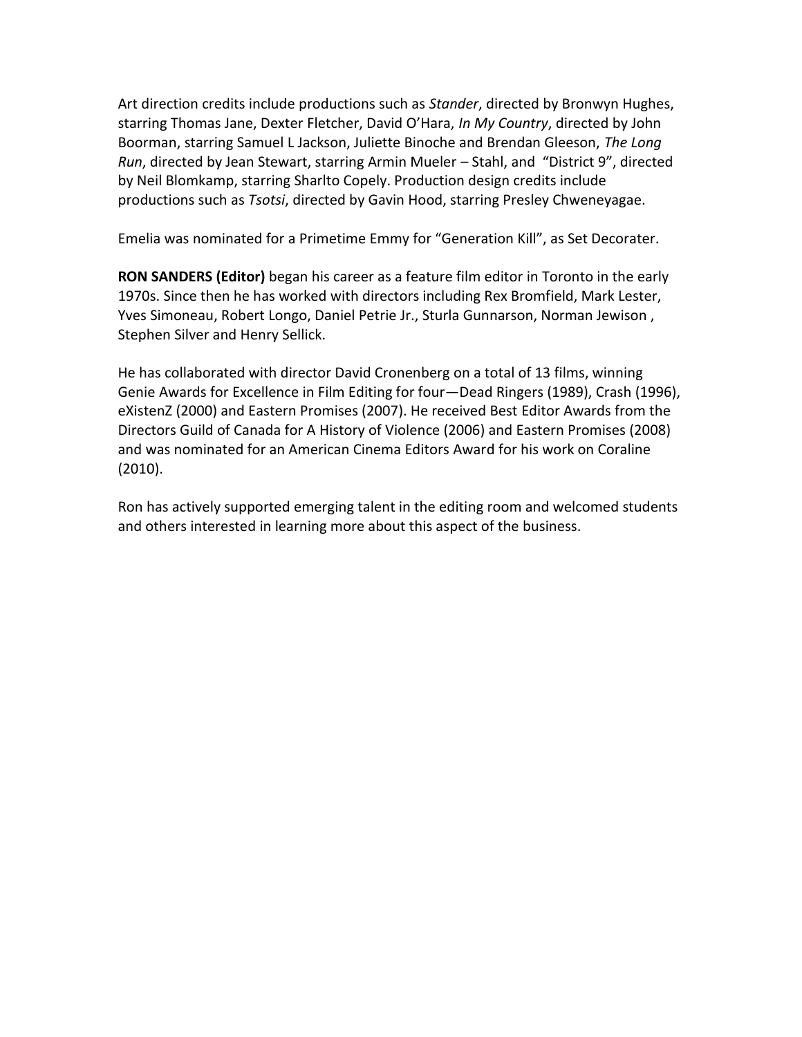Art direction credits include productions such as *Stander*, directed by Bronwyn Hughes, starring Thomas Jane, Dexter Fletcher, David O'Hara, *In My Country*, directed by John Boorman, starring Samuel L Jackson, Juliette Binoche and Brendan Gleeson, *The Long Run*, directed by Jean Stewart, starring Armin Mueler – Stahl, and "District 9", directed by Neil Blomkamp, starring Sharlto Copely. Production design credits include productions such as *Tsotsi*, directed by Gavin Hood, starring Presley Chweneyagae.

Emelia was nominated for a Primetime Emmy for "Generation Kill", as Set Decorater.

**RON SANDERS (Editor)** began his career as a feature film editor in Toronto in the early 1970s. Since then he has worked with directors including Rex Bromfield, Mark Lester, Yves Simoneau, Robert Longo, Daniel Petrie Jr., Sturla Gunnarson, Norman Jewison , Stephen Silver and Henry Sellick.

He has collaborated with director David Cronenberg on a total of 13 films, winning Genie Awards for Excellence in Film Editing for four—Dead Ringers (1989), Crash (1996), eXistenZ (2000) and Eastern Promises (2007). He received Best Editor Awards from the Directors Guild of Canada for A History of Violence (2006) and Eastern Promises (2008) and was nominated for an American Cinema Editors Award for his work on Coraline (2010).

Ron has actively supported emerging talent in the editing room and welcomed students and others interested in learning more about this aspect of the business.